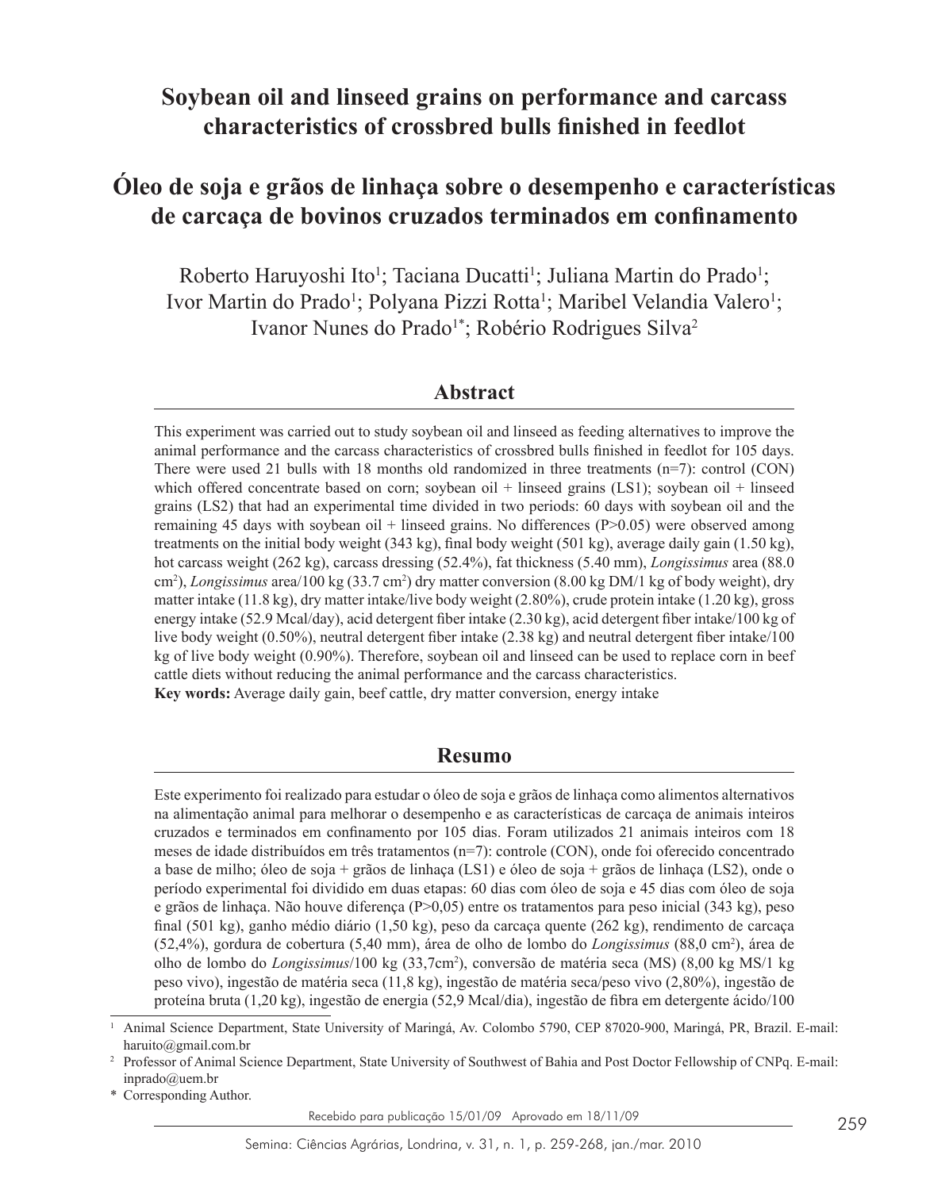# Soybean oil and linseed grains on performance and carcass characteristics of crossbred bulls finished in feedlot

# Óleo de soja e grãos de linhaça sobre o desempenho e características de carcaça de bovinos cruzados terminados em confinamento

Roberto Haruyoshi Ito[1]; Taciana Ducatti[1]; Juliana Martin do Prado[1]; Ivor Martin do Prado[1]; Polyana Pizzi Rotta[1]; Maribel Velandia Valero[1]; Ivanor Nunes do Prado[1*]; Robério Rodrigues Silva[2]

## Abstract

This experiment was carried out to study soybean oil and linseed as feeding alternatives to improve the animal performance and the carcass characteristics of crossbred bulls finished in feedlot for 105 days. There were used 21 bulls with 18 months old randomized in three treatments (n=7): control (CON) which offered concentrate based on corn; soybean oil + linseed grains (LS1); soybean oil + linseed grains (LS2) that had an experimental time divided in two periods: 60 days with soybean oil and the remaining 45 days with soybean oil + linseed grains. No differences (P>0.05) were observed among treatments on the initial body weight (343 kg), final body weight (501 kg), average daily gain (1.50 kg), hot carcass weight (262 kg), carcass dressing (52.4%), fat thickness (5.40 mm), *Longissimus* area (88.0 $cm^2$), *Longissimus* area/100 kg (33.7 $cm^2$) dry matter conversion (8.00 kg DM/1 kg of body weight), dry matter intake (11.8 kg), dry matter intake/live body weight (2.80%), crude protein intake (1.20 kg), gross energy intake (52.9 Mcal/day), acid detergent fiber intake (2.30 kg), acid detergent fiber intake/100 kg of live body weight (0.50%), neutral detergent fiber intake (2.38 kg) and neutral detergent fiber intake/100 kg of live body weight (0.90%). Therefore, soybean oil and linseed can be used to replace corn in beef cattle diets without reducing the animal performance and the carcass characteristics.

**Key words:** Average daily gain, beef cattle, dry matter conversion, energy intake

## Resumo

Este experimento foi realizado para estudar o óleo de soja e grãos de linhaça como alimentos alternativos na alimentação animal para melhorar o desempenho e as características de carcaça de animais inteiros cruzados e terminados em confinamento por 105 dias. Foram utilizados 21 animais inteiros com 18 meses de idade distribuídos em três tratamentos (n=7): controle (CON), onde foi oferecido concentrado a base de milho; óleo de soja + grãos de linhaça (LS1) e óleo de soja + grãos de linhaça (LS2), onde o período experimental foi dividido em duas etapas: 60 dias com óleo de soja e 45 dias com óleo de soja e grãos de linhaça. Não houve diferença (P>0,05) entre os tratamentos para peso inicial (343 kg), peso final (501 kg), ganho médio diário (1,50 kg), peso da carcaça quente (262 kg), rendimento de carcaça (52,4%), gordura de cobertura (5,40 mm), área de olho de lombo do *Longissimus* (88,0 $cm^2$), área de olho de lombo do *Longissimus*/100 kg (33,7$cm^2$), conversão de matéria seca (MS) (8,00 kg MS/1 kg peso vivo), ingestão de matéria seca (11,8 kg), ingestão de matéria seca/peso vivo (2,80%), ingestão de proteína bruta (1,20 kg), ingestão de energia (52,9 Mcal/dia), ingestão de fibra em detergente ácido/100

---

[1] Animal Science Department, State University of Maringá, Av. Colombo 5790, CEP 87020-900, Maringá, PR, Brazil. E-mail: haruito@gmail.com.br

[2] Professor of Animal Science Department, State University of Southwest of Bahia and Post Doctor Fellowship of CNPq. E-mail: inprado@uem.br

\* Corresponding Author.

Recebido para publicação 15/01/09 Aprovado em 18/11/09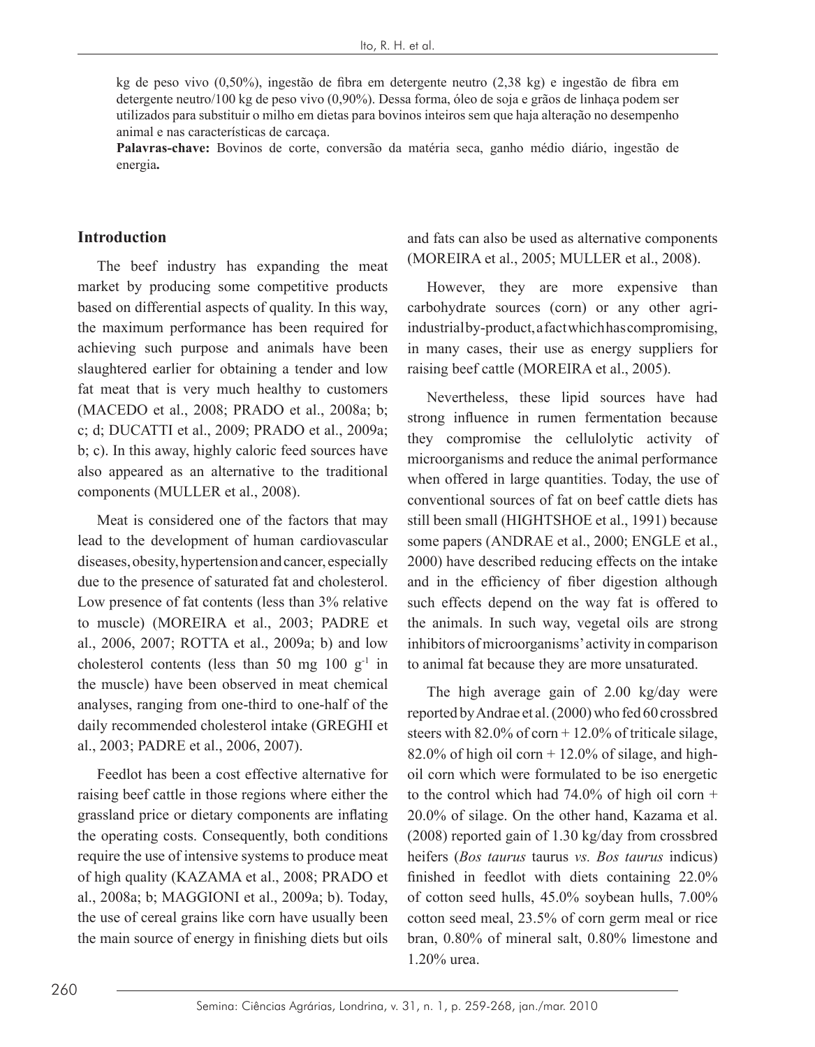kg de peso vivo (0,50%), ingestão de fibra em detergente neutro (2,38 kg) e ingestão de fibra em detergente neutro/100 kg de peso vivo (0,90%). Dessa forma, óleo de soja e grãos de linhaça podem ser utilizados para substituir o milho em dietas para bovinos inteiros sem que haja alteração no desempenho animal e nas características de carcaça.

**Palavras-chave:** Bovinos de corte, conversão da matéria seca, ganho médio diário, ingestão de energia**.**

## Introduction

The beef industry has expanding the meat market by producing some competitive products based on differential aspects of quality. In this way, the maximum performance has been required for achieving such purpose and animals have been slaughtered earlier for obtaining a tender and low fat meat that is very much healthy to customers (MACEDO et al., 2008; PRADO et al., 2008a; b; c; d; DUCATTI et al., 2009; PRADO et al., 2009a; b; c). In this away, highly caloric feed sources have also appeared as an alternative to the traditional components (MULLER et al., 2008).

Meat is considered one of the factors that may lead to the development of human cardiovascular diseases, obesity, hypertension and cancer, especially due to the presence of saturated fat and cholesterol. Low presence of fat contents (less than 3% relative to muscle) (MOREIRA et al., 2003; PADRE et al., 2006, 2007; ROTTA et al., 2009a; b) and low cholesterol contents (less than 50 mg 100 $g^{-1}$ in the muscle) have been observed in meat chemical analyses, ranging from one-third to one-half of the daily recommended cholesterol intake (GREGHI et al., 2003; PADRE et al., 2006, 2007).

Feedlot has been a cost effective alternative for raising beef cattle in those regions where either the grassland price or dietary components are inflating the operating costs. Consequently, both conditions require the use of intensive systems to produce meat of high quality (KAZAMA et al., 2008; PRADO et al., 2008a; b; MAGGIONI et al., 2009a; b). Today, the use of cereal grains like corn have usually been the main source of energy in finishing diets but oils and fats can also be used as alternative components (MOREIRA et al., 2005; MULLER et al., 2008).

However, they are more expensive than carbohydrate sources (corn) or any other agri-industrial by-product, a fact which has compromising, in many cases, their use as energy suppliers for raising beef cattle (MOREIRA et al., 2005).

Nevertheless, these lipid sources have had strong influence in rumen fermentation because they compromise the cellulolytic activity of microorganisms and reduce the animal performance when offered in large quantities. Today, the use of conventional sources of fat on beef cattle diets has still been small (HIGHTSHOE et al., 1991) because some papers (ANDRAE et al., 2000; ENGLE et al., 2000) have described reducing effects on the intake and in the efficiency of fiber digestion although such effects depend on the way fat is offered to the animals. In such way, vegetal oils are strong inhibitors of microorganisms' activity in comparison to animal fat because they are more unsaturated.

The high average gain of 2.00 kg/day were reported by Andrae et al. (2000) who fed 60 crossbred steers with 82.0% of corn + 12.0% of triticale silage, 82.0% of high oil corn + 12.0% of silage, and high-oil corn which were formulated to be iso energetic to the control which had 74.0% of high oil corn + 20.0% of silage. On the other hand, Kazama et al. (2008) reported gain of 1.30 kg/day from crossbred heifers (*Bos taurus* taurus *vs. Bos taurus* indicus) finished in feedlot with diets containing 22.0% of cotton seed hulls, 45.0% soybean hulls, 7.00% cotton seed meal, 23.5% of corn germ meal or rice bran, 0.80% of mineral salt, 0.80% limestone and 1.20% urea.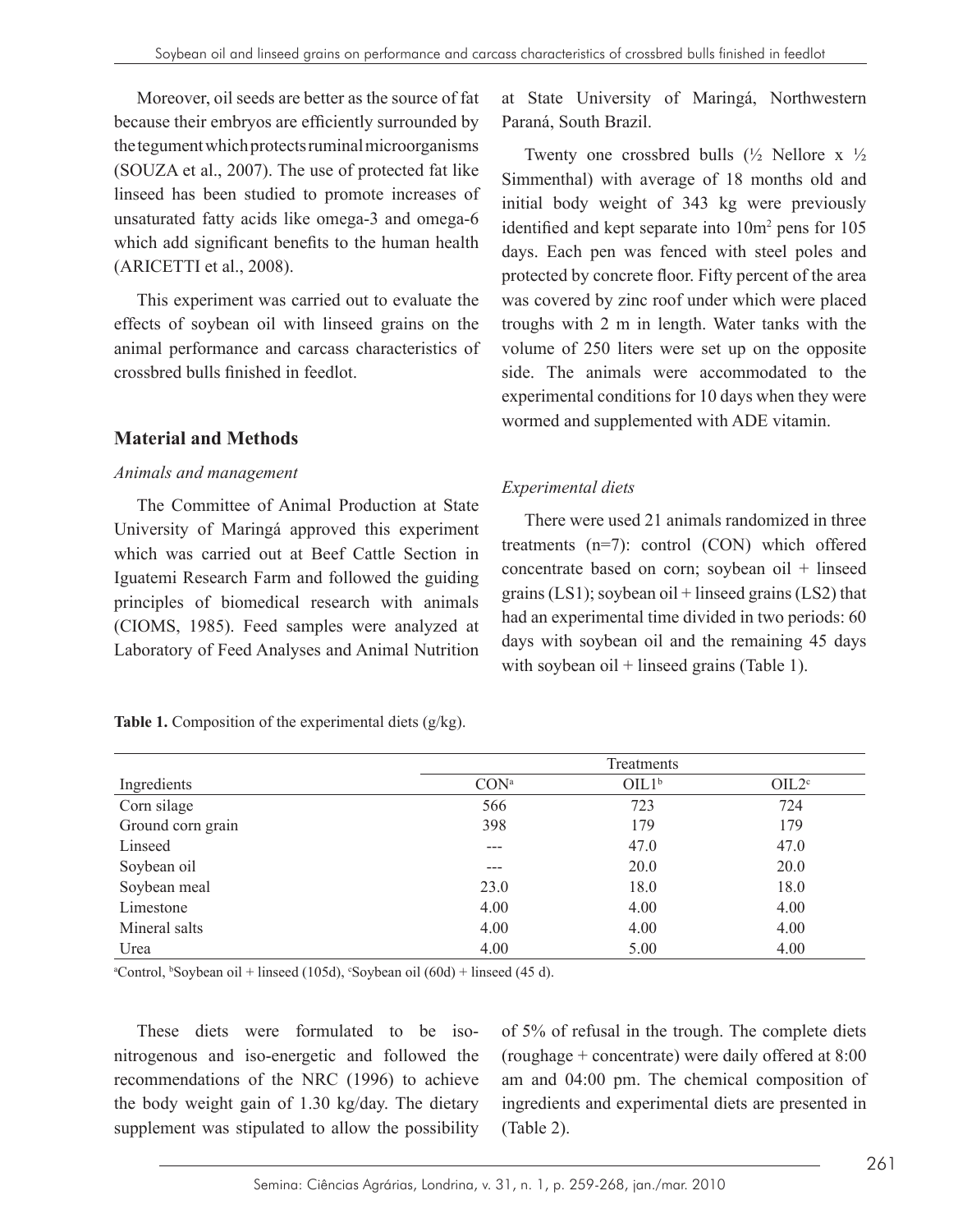Moreover, oil seeds are better as the source of fat because their embryos are efficiently surrounded by the tegument which protects ruminal microorganisms (SOUZA et al., 2007). The use of protected fat like linseed has been studied to promote increases of unsaturated fatty acids like omega-3 and omega-6 which add significant benefits to the human health (ARICETTI et al., 2008).

This experiment was carried out to evaluate the effects of soybean oil with linseed grains on the animal performance and carcass characteristics of crossbred bulls finished in feedlot.

## Material and Methods

### *Animals and management*

The Committee of Animal Production at State University of Maringá approved this experiment which was carried out at Beef Cattle Section in Iguatemi Research Farm and followed the guiding principles of biomedical research with animals (CIOMS, 1985). Feed samples were analyzed at Laboratory of Feed Analyses and Animal Nutrition at State University of Maringá, Northwestern Paraná, South Brazil.

Twenty one crossbred bulls (½ Nellore x ½ Simmenthal) with average of 18 months old and initial body weight of 343 kg were previously identified and kept separate into 10m$^2$ pens for 105 days. Each pen was fenced with steel poles and protected by concrete floor. Fifty percent of the area was covered by zinc roof under which were placed troughs with 2 m in length. Water tanks with the volume of 250 liters were set up on the opposite side. The animals were accommodated to the experimental conditions for 10 days when they were wormed and supplemented with ADE vitamin.

### *Experimental diets*

There were used 21 animals randomized in three treatments (n=7): control (CON) which offered concentrate based on corn; soybean oil + linseed grains (LS1); soybean oil + linseed grains (LS2) that had an experimental time divided in two periods: 60 days with soybean oil and the remaining 45 days with soybean oil + linseed grains (Table 1).

**Table 1.** Composition of the experimental diets (g/kg).

| | Treatments | | |
|---|---|---|---|
| Ingredients | CON[a] | OIL1[b] | OIL2[c] |
| Corn silage | 566 | 723 | 724 |
| Ground corn grain | 398 | 179 | 179 |
| Linseed | --- | 47.0 | 47.0 |
| Soybean oil | --- | 20.0 | 20.0 |
| Soybean meal | 23.0 | 18.0 | 18.0 |
| Limestone | 4.00 | 4.00 | 4.00 |
| Mineral salts | 4.00 | 4.00 | 4.00 |
| Urea | 4.00 | 5.00 | 4.00 |

[a]Control, [b]Soybean oil + linseed (105d), [c]Soybean oil (60d) + linseed (45 d).

These diets were formulated to be iso-nitrogenous and iso-energetic and followed the recommendations of the NRC (1996) to achieve the body weight gain of 1.30 kg/day. The dietary supplement was stipulated to allow the possibility of 5% of refusal in the trough. The complete diets (roughage + concentrate) were daily offered at 8:00 am and 04:00 pm. The chemical composition of ingredients and experimental diets are presented in (Table 2).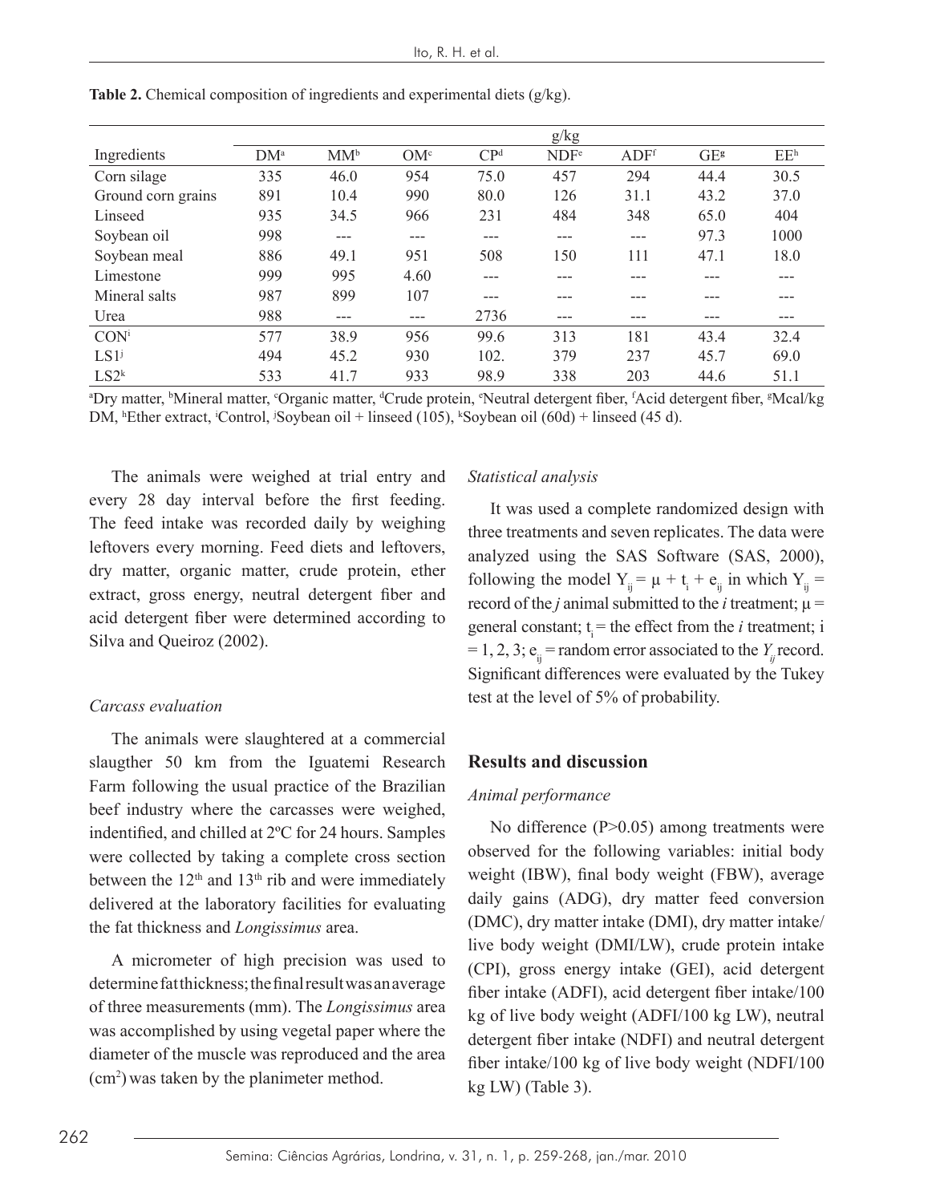**Table 2.** Chemical composition of ingredients and experimental diets (g/kg).

| | g/kg | | | | | | | |
|---|---|---|---|---|---|---|---|---|
| Ingredients | DM[a] | MM[b] | OM[c] | CP[d] | NDF[e] | ADF[f] | GE[g] | EE[h] |
| Corn silage | 335 | 46.0 | 954 | 75.0 | 457 | 294 | 44.4 | 30.5 |
| Ground corn grains | 891 | 10.4 | 990 | 80.0 | 126 | 31.1 | 43.2 | 37.0 |
| Linseed | 935 | 34.5 | 966 | 231 | 484 | 348 | 65.0 | 404 |
| Soybean oil | 998 | --- | --- | --- | --- | --- | 97.3 | 1000 |
| Soybean meal | 886 | 49.1 | 951 | 508 | 150 | 111 | 47.1 | 18.0 |
| Limestone | 999 | 995 | 4.60 | --- | --- | --- | --- | --- |
| Mineral salts | 987 | 899 | 107 | --- | --- | --- | --- | --- |
| Urea | 988 | --- | --- | 2736 | --- | --- | --- | --- |
| CON[i] | 577 | 38.9 | 956 | 99.6 | 313 | 181 | 43.4 | 32.4 |
| LS1[j] | 494 | 45.2 | 930 | 102. | 379 | 237 | 45.7 | 69.0 |
| LS2[k] | 533 | 41.7 | 933 | 98.9 | 338 | 203 | 44.6 | 51.1 |

[a]Dry matter, [b]Mineral matter, [c]Organic matter, [d]Crude protein, [e]Neutral detergent fiber, [f]Acid detergent fiber, [g]Mcal/kg DM, [h]Ether extract, [i]Control, [j]Soybean oil + linseed (105), [k]Soybean oil (60d) + linseed (45 d).

The animals were weighed at trial entry and every 28 day interval before the first feeding. The feed intake was recorded daily by weighing leftovers every morning. Feed diets and leftovers, dry matter, organic matter, crude protein, ether extract, gross energy, neutral detergent fiber and acid detergent fiber were determined according to Silva and Queiroz (2002).

### *Carcass evaluation*

The animals were slaughtered at a commercial slaugther 50 km from the Iguatemi Research Farm following the usual practice of the Brazilian beef industry where the carcasses were weighed, indentified, and chilled at 2ºC for 24 hours. Samples were collected by taking a complete cross section between the 12th and 13th rib and were immediately delivered at the laboratory facilities for evaluating the fat thickness and *Longissimus* area.

A micrometer of high precision was used to determine fat thickness; the final result was an average of three measurements (mm). The *Longissimus* area was accomplished by using vegetal paper where the diameter of the muscle was reproduced and the area ($cm^2$) was taken by the planimeter method.

### *Statistical analysis*

It was used a complete randomized design with three treatments and seven replicates. The data were analyzed using the SAS Software (SAS, 2000), following the model $Y_{ij} = \mu + t_i + e_{ij}$ in which $Y_{ij}$ = record of the *j* animal submitted to the *i* treatment; $\mu$ = general constant; $t_i$ = the effect from the *i* treatment; i = 1, 2, 3; $e_{ij}$ = random error associated to the $Y_{ij}$ record. Significant differences were evaluated by the Tukey test at the level of 5% of probability.

## Results and discussion

### *Animal performance*

No difference (P>0.05) among treatments were observed for the following variables: initial body weight (IBW), final body weight (FBW), average daily gains (ADG), dry matter feed conversion (DMC), dry matter intake (DMI), dry matter intake/live body weight (DMI/LW), crude protein intake (CPI), gross energy intake (GEI), acid detergent fiber intake (ADFI), acid detergent fiber intake/100 kg of live body weight (ADFI/100 kg LW), neutral detergent fiber intake (NDFI) and neutral detergent fiber intake/100 kg of live body weight (NDFI/100 kg LW) (Table 3).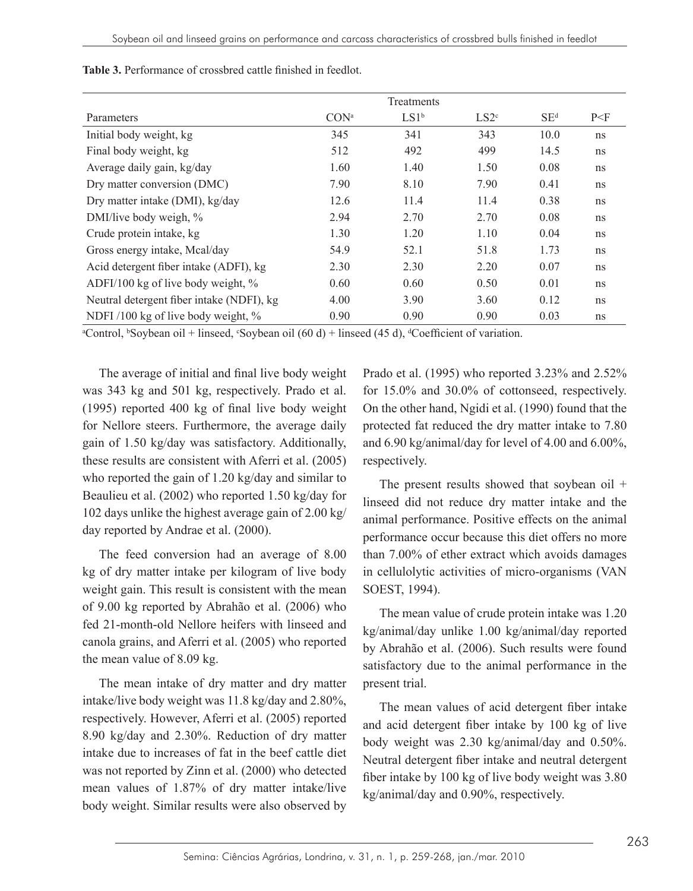**Table 3.** Performance of crossbred cattle finished in feedlot.

| Parameters | Treatments | | | | |
|---|---|---|---|---|---|
| | CON[a] | LS1[b] | LS2[c] | SE[d] | P<F |
| Initial body weight, kg | 345 | 341 | 343 | 10.0 | ns |
| Final body weight, kg | 512 | 492 | 499 | 14.5 | ns |
| Average daily gain, kg/day | 1.60 | 1.40 | 1.50 | 0.08 | ns |
| Dry matter conversion (DMC) | 7.90 | 8.10 | 7.90 | 0.41 | ns |
| Dry matter intake (DMI), kg/day | 12.6 | 11.4 | 11.4 | 0.38 | ns |
| DMI/live body weigh, % | 2.94 | 2.70 | 2.70 | 0.08 | ns |
| Crude protein intake, kg | 1.30 | 1.20 | 1.10 | 0.04 | ns |
| Gross energy intake, Mcal/day | 54.9 | 52.1 | 51.8 | 1.73 | ns |
| Acid detergent fiber intake (ADFI), kg | 2.30 | 2.30 | 2.20 | 0.07 | ns |
| ADFI/100 kg of live body weight, % | 0.60 | 0.60 | 0.50 | 0.01 | ns |
| Neutral detergent fiber intake (NDFI), kg | 4.00 | 3.90 | 3.60 | 0.12 | ns |
| NDFI /100 kg of live body weight, % | 0.90 | 0.90 | 0.90 | 0.03 | ns |

[a]Control, [b]Soybean oil + linseed, [c]Soybean oil (60 d) + linseed (45 d), [d]Coefficient of variation.

The average of initial and final live body weight was 343 kg and 501 kg, respectively. Prado et al. (1995) reported 400 kg of final live body weight for Nellore steers. Furthermore, the average daily gain of 1.50 kg/day was satisfactory. Additionally, these results are consistent with Aferri et al. (2005) who reported the gain of 1.20 kg/day and similar to Beaulieu et al. (2002) who reported 1.50 kg/day for 102 days unlike the highest average gain of 2.00 kg/day reported by Andrae et al. (2000).

The feed conversion had an average of 8.00 kg of dry matter intake per kilogram of live body weight gain. This result is consistent with the mean of 9.00 kg reported by Abrahão et al. (2006) who fed 21-month-old Nellore heifers with linseed and canola grains, and Aferri et al. (2005) who reported the mean value of 8.09 kg.

The mean intake of dry matter and dry matter intake/live body weight was 11.8 kg/day and 2.80%, respectively. However, Aferri et al. (2005) reported 8.90 kg/day and 2.30%. Reduction of dry matter intake due to increases of fat in the beef cattle diet was not reported by Zinn et al. (2000) who detected mean values of 1.87% of dry matter intake/live body weight. Similar results were also observed by Prado et al. (1995) who reported 3.23% and 2.52% for 15.0% and 30.0% of cottonseed, respectively. On the other hand, Ngidi et al. (1990) found that the protected fat reduced the dry matter intake to 7.80 and 6.90 kg/animal/day for level of 4.00 and 6.00%, respectively.

The present results showed that soybean oil + linseed did not reduce dry matter intake and the animal performance. Positive effects on the animal performance occur because this diet offers no more than 7.00% of ether extract which avoids damages in cellulolytic activities of micro-organisms (VAN SOEST, 1994).

The mean value of crude protein intake was 1.20 kg/animal/day unlike 1.00 kg/animal/day reported by Abrahão et al. (2006). Such results were found satisfactory due to the animal performance in the present trial.

The mean values of acid detergent fiber intake and acid detergent fiber intake by 100 kg of live body weight was 2.30 kg/animal/day and 0.50%. Neutral detergent fiber intake and neutral detergent fiber intake by 100 kg of live body weight was 3.80 kg/animal/day and 0.90%, respectively.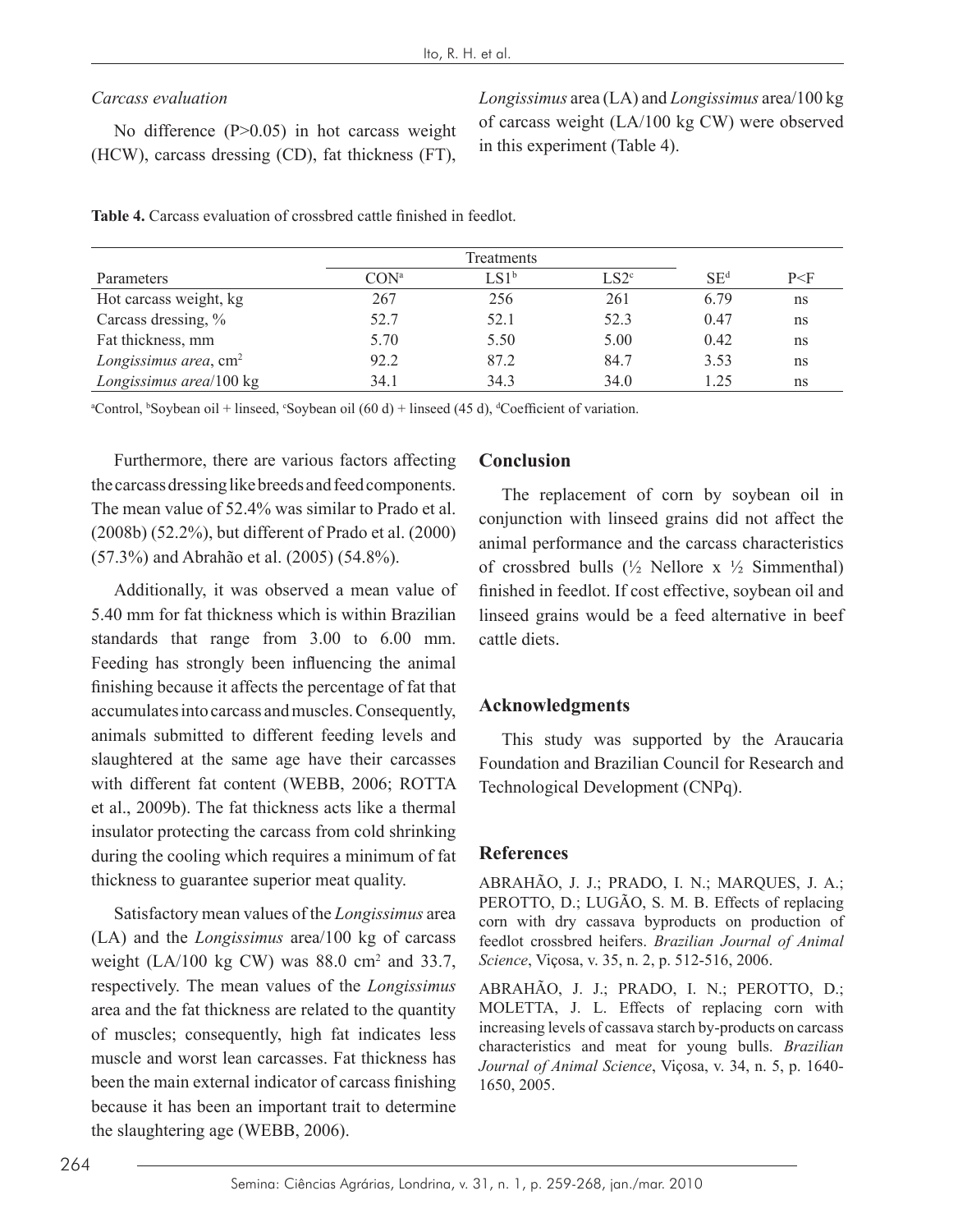*Carcass evaluation*

No difference (P>0.05) in hot carcass weight (HCW), carcass dressing (CD), fat thickness (FT), *Longissimus* area (LA) and *Longissimus* area/100 kg of carcass weight (LA/100 kg CW) were observed in this experiment (Table 4).

**Table 4.** Carcass evaluation of crossbred cattle finished in feedlot.

| | Treatments | | | | |
|---|---|---|---|---|---|
| Parameters | CON[a] | LS1[b] | LS2[c] | SE[d] | P<F |
| Hot carcass weight, kg | 267 | 256 | 261 | 6.79 | ns |
| Carcass dressing, % | 52.7 | 52.1 | 52.3 | 0.47 | ns |
| Fat thickness, mm | 5.70 | 5.50 | 5.00 | 0.42 | ns |
| *Longissimus area*, cm$^2$ | 92.2 | 87.2 | 84.7 | 3.53 | ns |
| *Longissimus area*/100 kg | 34.1 | 34.3 | 34.0 | 1.25 | ns |

[a]Control, [b]Soybean oil + linseed, [c]Soybean oil (60 d) + linseed (45 d), [d]Coefficient of variation.

Furthermore, there are various factors affecting the carcass dressing like breeds and feed components. The mean value of 52.4% was similar to Prado et al. (2008b) (52.2%), but different of Prado et al. (2000) (57.3%) and Abrahão et al. (2005) (54.8%).

Additionally, it was observed a mean value of 5.40 mm for fat thickness which is within Brazilian standards that range from 3.00 to 6.00 mm. Feeding has strongly been influencing the animal finishing because it affects the percentage of fat that accumulates into carcass and muscles. Consequently, animals submitted to different feeding levels and slaughtered at the same age have their carcasses with different fat content (WEBB, 2006; ROTTA et al., 2009b). The fat thickness acts like a thermal insulator protecting the carcass from cold shrinking during the cooling which requires a minimum of fat thickness to guarantee superior meat quality.

Satisfactory mean values of the *Longissimus* area (LA) and the *Longissimus* area/100 kg of carcass weight (LA/100 kg CW) was 88.0 cm$^2$ and 33.7, respectively. The mean values of the *Longissimus* area and the fat thickness are related to the quantity of muscles; consequently, high fat indicates less muscle and worst lean carcasses. Fat thickness has been the main external indicator of carcass finishing because it has been an important trait to determine the slaughtering age (WEBB, 2006).

## Conclusion

The replacement of corn by soybean oil in conjunction with linseed grains did not affect the animal performance and the carcass characteristics of crossbred bulls (½ Nellore x ½ Simmenthal) finished in feedlot. If cost effective, soybean oil and linseed grains would be a feed alternative in beef cattle diets.

## Acknowledgments

This study was supported by the Araucaria Foundation and Brazilian Council for Research and Technological Development (CNPq).

## References

ABRAHÃO, J. J.; PRADO, I. N.; MARQUES, J. A.; PEROTTO, D.; LUGÃO, S. M. B. Effects of replacing corn with dry cassava byproducts on production of feedlot crossbred heifers. *Brazilian Journal of Animal Science*, Viçosa, v. 35, n. 2, p. 512-516, 2006.

ABRAHÃO, J. J.; PRADO, I. N.; PEROTTO, D.; MOLETTA, J. L. Effects of replacing corn with increasing levels of cassava starch by-products on carcass characteristics and meat for young bulls. *Brazilian Journal of Animal Science*, Viçosa, v. 34, n. 5, p. 1640-1650, 2005.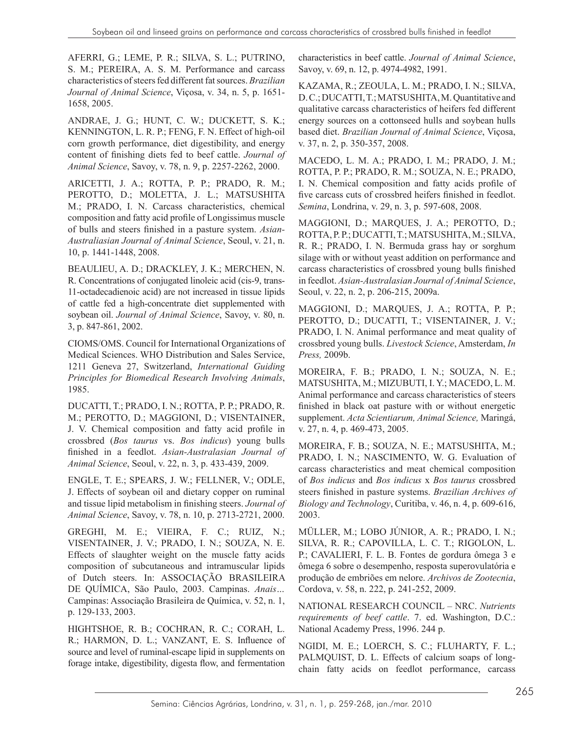AFERRI, G.; LEME, P. R.; SILVA, S. L.; PUTRINO, S. M.; PEREIRA, A. S. M. Performance and carcass characteristics of steers fed different fat sources. *Brazilian Journal of Animal Science*, Viçosa, v. 34, n. 5, p. 1651-1658, 2005.

ANDRAE, J. G.; HUNT, C. W.; DUCKETT, S. K.; KENNINGTON, L. R. P.; FENG, F. N. Effect of high-oil corn growth performance, diet digestibility, and energy content of finishing diets fed to beef cattle. *Journal of Animal Science*, Savoy, v. 78, n. 9, p. 2257-2262, 2000.

ARICETTI, J. A.; ROTTA, P. P.; PRADO, R. M.; PEROTTO, D.; MOLETTA, J. L.; MATSUSHITA M.; PRADO, I. N. Carcass characteristics, chemical composition and fatty acid profile of Longissimus muscle of bulls and steers finished in a pasture system. *Asian-Australiasian Journal of Animal Science*, Seoul, v. 21, n. 10, p. 1441-1448, 2008.

BEAULIEU, A. D.; DRACKLEY, J. K.; MERCHEN, N. R. Concentrations of conjugated linoleic acid (cis-9, trans-11-octadecadienoic acid) are not increased in tissue lipids of cattle fed a high-concentrate diet supplemented with soybean oil. *Journal of Animal Science*, Savoy, v. 80, n. 3, p. 847-861, 2002.

CIOMS/OMS. Council for International Organizations of Medical Sciences. WHO Distribution and Sales Service, 1211 Geneva 27, Switzerland, *International Guiding Principles for Biomedical Research Involving Animals*, 1985.

DUCATTI, T.; PRADO, I. N.; ROTTA, P. P.; PRADO, R. M.; PEROTTO, D.; MAGGIONI, D.; VISENTAINER, J. V. Chemical composition and fatty acid profile in crossbred (*Bos taurus* vs. *Bos indicus*) young bulls finished in a feedlot. *Asian-Australasian Journal of Animal Science*, Seoul, v. 22, n. 3, p. 433-439, 2009.

ENGLE, T. E.; SPEARS, J. W.; FELLNER, V.; ODLE, J. Effects of soybean oil and dietary copper on ruminal and tissue lipid metabolism in finishing steers. *Journal of Animal Science*, Savoy, v. 78, n. 10, p. 2713-2721, 2000.

GREGHI, M. E.; VIEIRA, F. C.; RUIZ, N.; VISENTAINER, J. V.; PRADO, I. N.; SOUZA, N. E. Effects of slaughter weight on the muscle fatty acids composition of subcutaneous and intramuscular lipids of Dutch steers. In: ASSOCIAÇÃO BRASILEIRA DE QUÍMICA, São Paulo, 2003. Campinas. *Anais*... Campinas: Associação Brasileira de Química, v. 52, n. 1, p. 129-133, 2003.

HIGHTSHOE, R. B.; COCHRAN, R. C.; CORAH, L. R.; HARMON, D. L.; VANZANT, E. S. Influence of source and level of ruminal-escape lipid in supplements on forage intake, digestibility, digesta flow, and fermentation characteristics in beef cattle. *Journal of Animal Science*, Savoy, v. 69, n. 12, p. 4974-4982, 1991.

KAZAMA, R.; ZEOULA, L. M.; PRADO, I. N.; SILVA, D. C.; DUCATTI, T.; MATSUSHITA, M. Quantitative and qualitative carcass characteristics of heifers fed different energy sources on a cottonseed hulls and soybean hulls based diet. *Brazilian Journal of Animal Science*, Viçosa, v. 37, n. 2, p. 350-357, 2008.

MACEDO, L. M. A.; PRADO, I. M.; PRADO, J. M.; ROTTA, P. P.; PRADO, R. M.; SOUZA, N. E.; PRADO, I. N. Chemical composition and fatty acids profile of five carcass cuts of crossbred heifers finished in feedlot. *Semina*, Londrina, v. 29, n. 3, p. 597-608, 2008.

MAGGIONI, D.; MARQUES, J. A.; PEROTTO, D.; ROTTA, P. P.; DUCATTI, T.; MATSUSHITA, M.; SILVA, R. R.; PRADO, I. N. Bermuda grass hay or sorghum silage with or without yeast addition on performance and carcass characteristics of crossbred young bulls finished in feedlot. *Asian-Australasian Journal of Animal Science*, Seoul, v. 22, n. 2, p. 206-215, 2009a.

MAGGIONI, D.; MARQUES, J. A.; ROTTA, P. P.; PEROTTO, D.; DUCATTI, T.; VISENTAINER, J. V.; PRADO, I. N. Animal performance and meat quality of crossbred young bulls. *Livestock Science*, Amsterdam, *In Press,* 2009b.

MOREIRA, F. B.; PRADO, I. N.; SOUZA, N. E.; MATSUSHITA, M.; MIZUBUTI, I. Y.; MACEDO, L. M. Animal performance and carcass characteristics of steers finished in black oat pasture with or without energetic supplement. *Acta Scientiarum, Animal Science,* Maringá, v. 27, n. 4, p. 469-473, 2005.

MOREIRA, F. B.; SOUZA, N. E.; MATSUSHITA, M.; PRADO, I. N.; NASCIMENTO, W. G. Evaluation of carcass characteristics and meat chemical composition of *Bos indicus* and *Bos indicus* x *Bos taurus* crossbred steers finished in pasture systems. *Brazilian Archives of Biology and Technology*, Curitiba, v. 46, n. 4, p. 609-616, 2003.

MÜLLER, M.; LOBO JÚNIOR, A. R.; PRADO, I. N.; SILVA, R. R.; CAPOVILLA, L. C. T.; RIGOLON, L. P.; CAVALIERI, F. L. B. Fontes de gordura ômega 3 e ômega 6 sobre o desempenho, resposta superovulatória e produção de embriões em nelore. *Archivos de Zootecnia*, Cordova, v. 58, n. 222, p. 241-252, 2009.

NATIONAL RESEARCH COUNCIL – NRC. *Nutrients requirements of beef cattle*. 7. ed. Washington, D.C.: National Academy Press, 1996. 244 p.

NGIDI, M. E.; LOERCH, S. C.; FLUHARTY, F. L.; PALMQUIST, D. L. Effects of calcium soaps of long-chain fatty acids on feedlot performance, carcass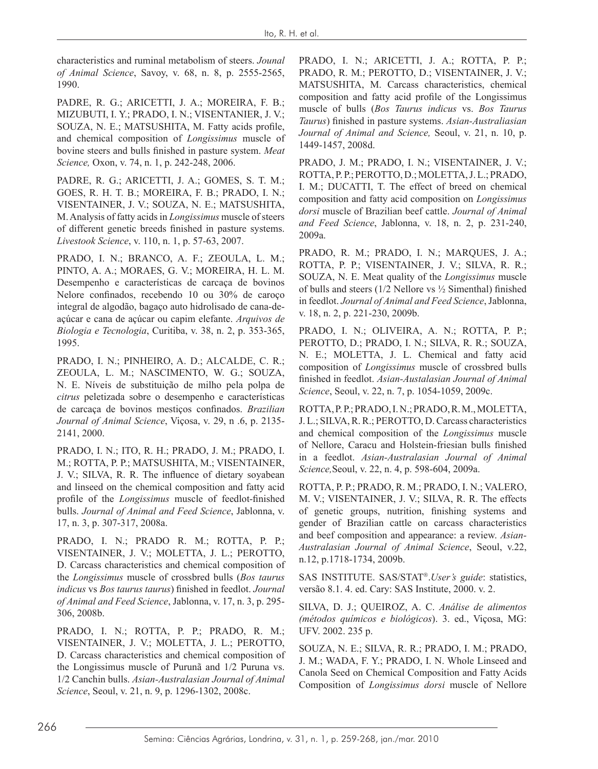characteristics and ruminal metabolism of steers. *Jounal of Animal Science*, Savoy, v. 68, n. 8, p. 2555-2565, 1990.

PADRE, R. G.; ARICETTI, J. A.; MOREIRA, F. B.; MIZUBUTI, I. Y.; PRADO, I. N.; VISENTANIER, J. V.; SOUZA, N. E.; MATSUSHITA, M. Fatty acids profile, and chemical composition of *Longissimus* muscle of bovine steers and bulls finished in pasture system. *Meat Science,* Oxon, v. 74, n. 1, p. 242-248, 2006.

PADRE, R. G.; ARICETTI, J. A.; GOMES, S. T. M.; GOES, R. H. T. B.; MOREIRA, F. B.; PRADO, I. N.; VISENTAINER, J. V.; SOUZA, N. E.; MATSUSHITA, M. Analysis of fatty acids in *Longissimus* muscle of steers of different genetic breeds finished in pasture systems. *Livestook Science*, v. 110, n. 1, p. 57-63, 2007.

PRADO, I. N.; BRANCO, A. F.; ZEOULA, L. M.; PINTO, A. A.; MORAES, G. V.; MOREIRA, H. L. M. Desempenho e características de carcaça de bovinos Nelore confinados, recebendo 10 ou 30% de caroço integral de algodão, bagaço auto hidrolisado de cana-de-açúcar e cana de açúcar ou capim elefante. *Arquivos de Biologia e Tecnologia*, Curitiba, v. 38, n. 2, p. 353-365, 1995.

PRADO, I. N.; PINHEIRO, A. D.; ALCALDE, C. R.; ZEOULA, L. M.; NASCIMENTO, W. G.; SOUZA, N. E. Níveis de substituição de milho pela polpa de *citrus* peletizada sobre o desempenho e características de carcaça de bovinos mestiços confinados. *Brazilian Journal of Animal Science*, Viçosa, v. 29, n .6, p. 2135-2141, 2000.

PRADO, I. N.; ITO, R. H.; PRADO, J. M.; PRADO, I. M.; ROTTA, P. P.; MATSUSHITA, M.; VISENTAINER, J. V.; SILVA, R. R. The influence of dietary soyabean and linseed on the chemical composition and fatty acid profile of the *Longissimus* muscle of feedlot-finished bulls. *Journal of Animal and Feed Science*, Jablonna, v. 17, n. 3, p. 307-317, 2008a.

PRADO, I. N.; PRADO R. M.; ROTTA, P. P.; VISENTAINER, J. V.; MOLETTA, J. L.; PEROTTO, D. Carcass characteristics and chemical composition of the *Longissimus* muscle of crossbred bulls (*Bos taurus indicus* vs *Bos taurus taurus*) finished in feedlot. *Journal of Animal and Feed Science*, Jablonna, v. 17, n. 3, p. 295-306, 2008b.

PRADO, I. N.; ROTTA, P. P.; PRADO, R. M.; VISENTAINER, J. V.; MOLETTA, J. L.; PEROTTO, D. Carcass characteristics and chemical composition of the Longissimus muscle of Purunã and 1/2 Puruna vs. 1/2 Canchin bulls. *Asian-Australasian Journal of Animal Science*, Seoul, v. 21, n. 9, p. 1296-1302, 2008c.

PRADO, I. N.; ARICETTI, J. A.; ROTTA, P. P.; PRADO, R. M.; PEROTTO, D.; VISENTAINER, J. V.; MATSUSHITA, M. Carcass characteristics, chemical composition and fatty acid profile of the Longissimus muscle of bulls (*Bos Taurus indicus* vs. *Bos Taurus Taurus*) finished in pasture systems. *Asian-Australiasian Journal of Animal and Science,* Seoul, v. 21, n. 10, p. 1449-1457, 2008d.

PRADO, J. M.; PRADO, I. N.; VISENTAINER, J. V.; ROTTA, P. P.; PEROTTO, D.; MOLETTA, J. L.; PRADO, I. M.; DUCATTI, T. The effect of breed on chemical composition and fatty acid composition on *Longissimus dorsi* muscle of Brazilian beef cattle. *Journal of Animal and Feed Science*, Jablonna, v. 18, n. 2, p. 231-240, 2009a.

PRADO, R. M.; PRADO, I. N.; MARQUES, J. A.; ROTTA, P. P.; VISENTAINER, J. V.; SILVA, R. R.; SOUZA, N. E. Meat quality of the *Longissimus* muscle of bulls and steers (1/2 Nellore vs ½ Simenthal) finished in feedlot. *Journal of Animal and Feed Science*, Jablonna, v. 18, n. 2, p. 221-230, 2009b.

PRADO, I. N.; OLIVEIRA, A. N.; ROTTA, P. P.; PEROTTO, D.; PRADO, I. N.; SILVA, R. R.; SOUZA, N. E.; MOLETTA, J. L. Chemical and fatty acid composition of *Longissimus* muscle of crossbred bulls finished in feedlot. *Asian-Austalasian Journal of Animal Science*, Seoul, v. 22, n. 7, p. 1054-1059, 2009c.

ROTTA, P. P.; PRADO, I. N.; PRADO, R. M., MOLETTA, J. L.; SILVA, R. R.; PEROTTO, D. Carcass characteristics and chemical composition of the *Longissimus* muscle of Nellore, Caracu and Holstein-friesian bulls finished in a feedlot. *Asian-Australasian Journal of Animal Science,*Seoul, v. 22, n. 4, p. 598-604, 2009a.

ROTTA, P. P.; PRADO, R. M.; PRADO, I. N.; VALERO, M. V.; VISENTAINER, J. V.; SILVA, R. R. The effects of genetic groups, nutrition, finishing systems and gender of Brazilian cattle on carcass characteristics and beef composition and appearance: a review. *Asian-Australasian Journal of Animal Science*, Seoul, v.22, n.12, p.1718-1734, 2009b.

SAS INSTITUTE. SAS/STAT®.*User's guide*: statistics, versão 8.1. 4. ed. Cary: SAS Institute, 2000. v. 2.

SILVA, D. J.; QUEIROZ, A. C. *Análise de alimentos (métodos químicos e biológicos*). 3. ed., Viçosa, MG: UFV. 2002. 235 p.

SOUZA, N. E.; SILVA, R. R.; PRADO, I. M.; PRADO, J. M.; WADA, F. Y.; PRADO, I. N. Whole Linseed and Canola Seed on Chemical Composition and Fatty Acids Composition of *Longissimus dorsi* muscle of Nellore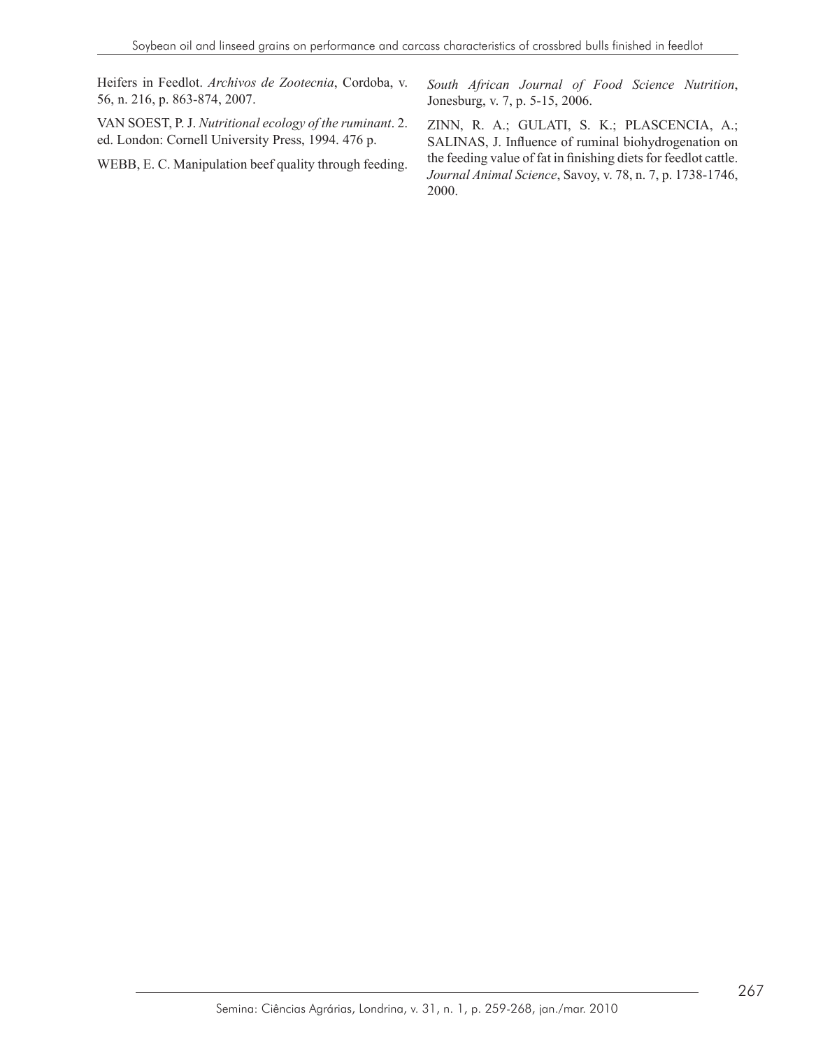Heifers in Feedlot. *Archivos de Zootecnia*, Cordoba, v. 56, n. 216, p. 863-874, 2007.

VAN SOEST, P. J. *Nutritional ecology of the ruminant*. 2. ed. London: Cornell University Press, 1994. 476 p.

WEBB, E. C. Manipulation beef quality through feeding. *South African Journal of Food Science Nutrition*, Jonesburg, v. 7, p. 5-15, 2006.

ZINN, R. A.; GULATI, S. K.; PLASCENCIA, A.; SALINAS, J. Influence of ruminal biohydrogenation on the feeding value of fat in finishing diets for feedlot cattle. *Journal Animal Science*, Savoy, v. 78, n. 7, p. 1738-1746, 2000.